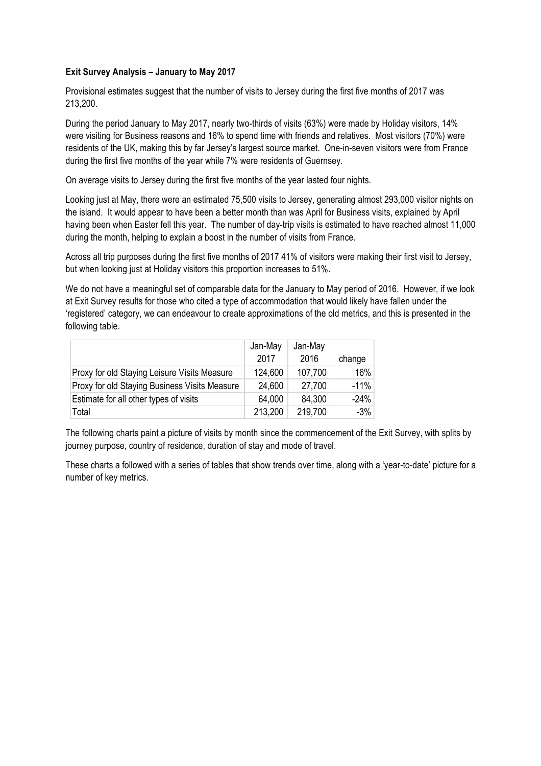**Exit Survey Analysis – January to May 2017**

Provisional estimates suggest that the number of visits to Jersey during the first five months of 2017 was 213,200.

During the period January to May 2017, nearly two-thirds of visits (63%) were made by Holiday visitors, 14% were visiting for Business reasons and 16% to spend time with friends and relatives. Most visitors (70%) were residents of the UK, making this by far Jersey's largest source market. One-in-seven visitors were from France during the first five months of the year while 7% were residents of Guernsey.

On average visits to Jersey during the first five months of the year lasted four nights.

Looking just at May, there were an estimated 75,500 visits to Jersey, generating almost 293,000 visitor nights on the island. It would appear to have been a better month than was April for Business visits, explained by April having been when Easter fell this year. The number of day-trip visits is estimated to have reached almost 11,000 during the month, helping to explain a boost in the number of visits from France.

Across all trip purposes during the first five months of 2017 41% of visitors were making their first visit to Jersey, but when looking just at Holiday visitors this proportion increases to 51%.

We do not have a meaningful set of comparable data for the January to May period of 2016. However, if we look at Exit Survey results for those who cited a type of accommodation that would likely have fallen under the 'registered' category, we can endeavour to create approximations of the old metrics, and this is presented in the following table.

| | Jan-May 2017 | Jan-May 2016 | change |
|---|---|---|---|
| Proxy for old Staying Leisure Visits Measure | 124,600 | 107,700 | 16% |
| Proxy for old Staying Business Visits Measure | 24,600 | 27,700 | -11% |
| Estimate for all other types of visits | 64,000 | 84,300 | -24% |
| Total | 213,200 | 219,700 | -3% |

The following charts paint a picture of visits by month since the commencement of the Exit Survey, with splits by journey purpose, country of residence, duration of stay and mode of travel.

These charts a followed with a series of tables that show trends over time, along with a 'year-to-date' picture for a number of key metrics.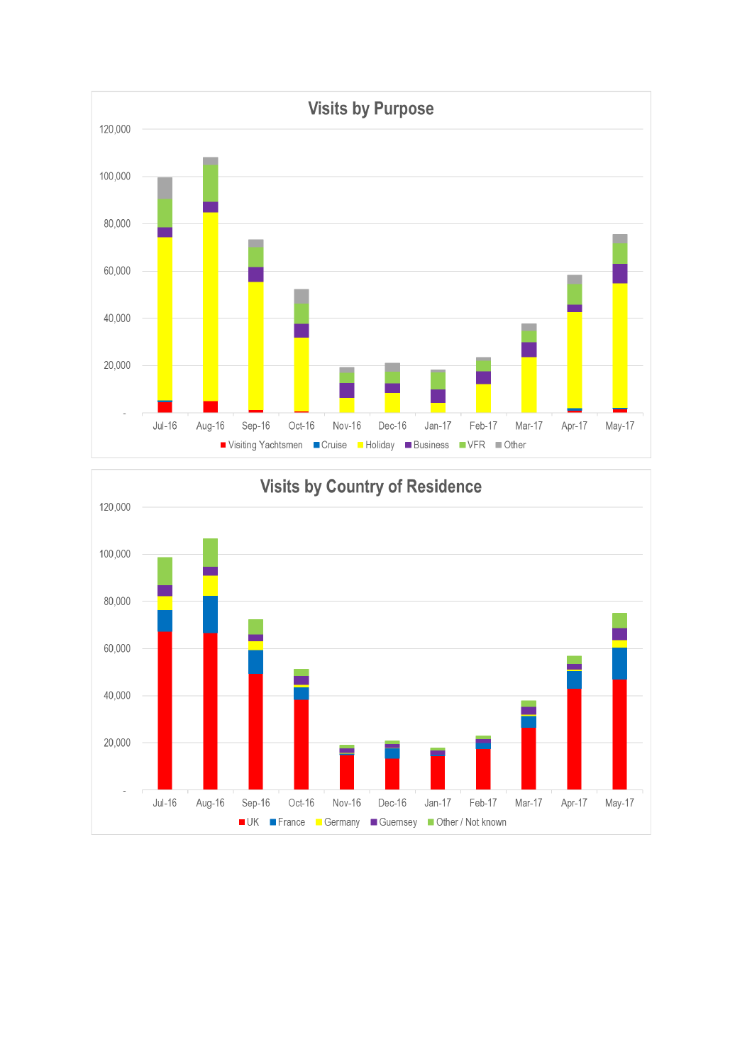## Visits by Purpose

120,000
100,000
80,000
60,000
40,000
20,000
-

Jul-16 Aug-16 Sep-16 Oct-16 Nov-16 Dec-16 Jan-17 Feb-17 Mar-17 Apr-17 May-17

Visiting Yachtsmen, Cruise, Holiday, Business, VFR, Other

## Visits by Country of Residence

120,000
100,000
80,000
60,000
40,000
20,000
-

Jul-16 Aug-16 Sep-16 Oct-16 Nov-16 Dec-16 Jan-17 Feb-17 Mar-17 Apr-17 May-17

UK, France, Germany, Guernsey, Other / Not known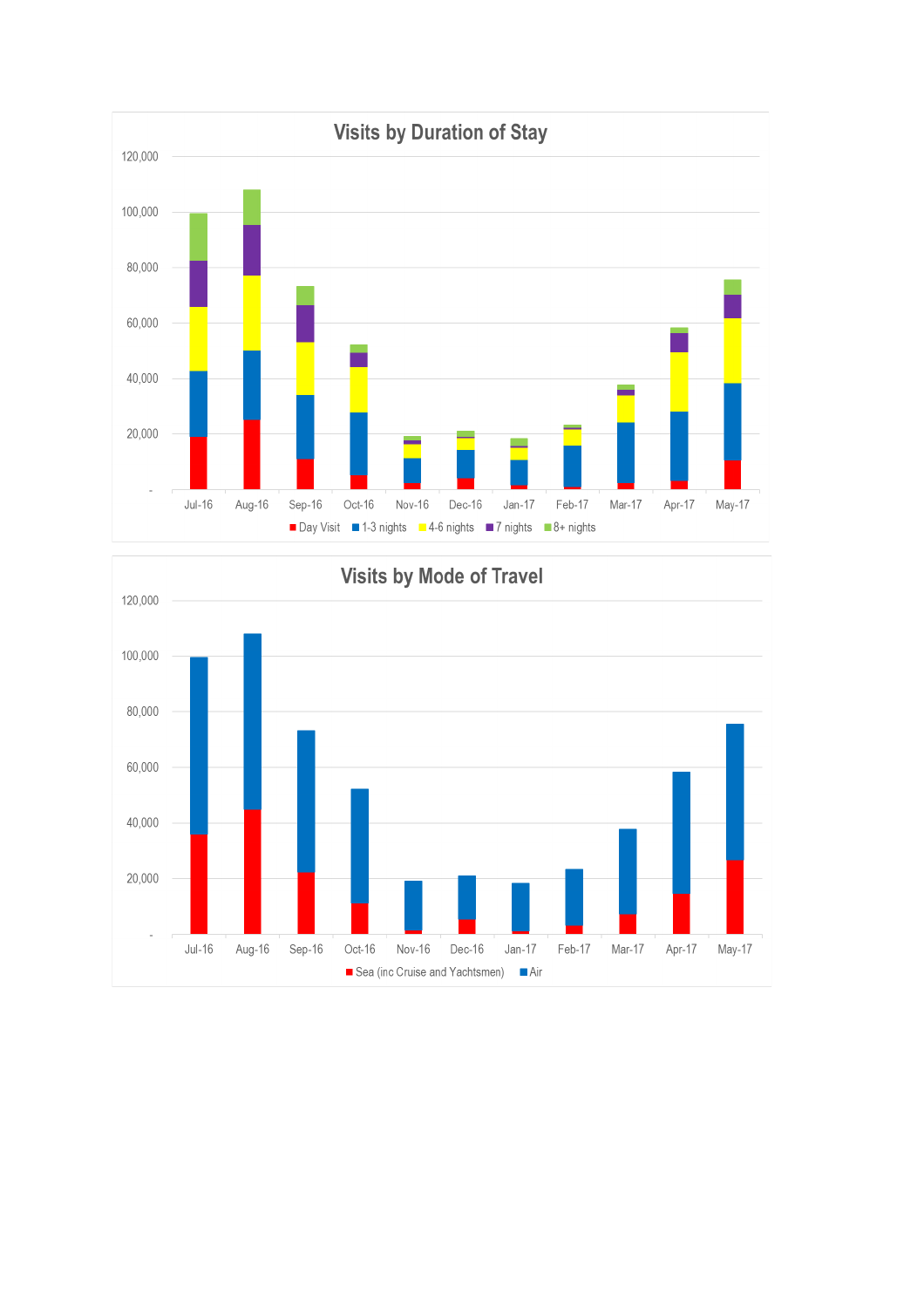## Visits by Duration of Stay

Legend: Day Visit, 1-3 nights, 4-6 nights, 7 nights, 8+ nights

Months: Jul-16, Aug-16, Sep-16, Oct-16, Nov-16, Dec-16, Jan-17, Feb-17, Mar-17, Apr-17, May-17

## Visits by Mode of Travel

Legend: Sea (inc Cruise and Yachtsmen), Air

Months: Jul-16, Aug-16, Sep-16, Oct-16, Nov-16, Dec-16, Jan-17, Feb-17, Mar-17, Apr-17, May-17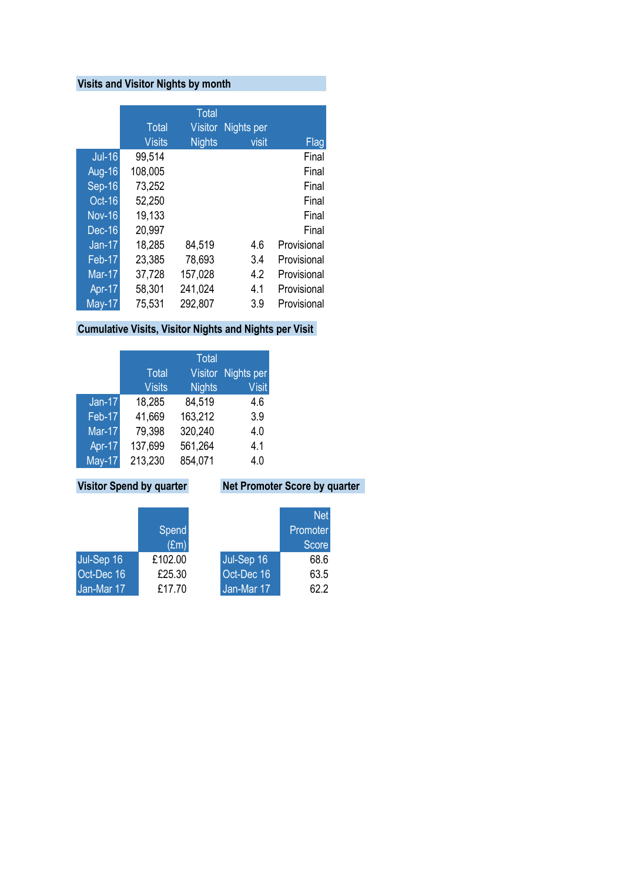## Visits and Visitor Nights by month

| | Total Visits | Total Visitor Nights | Nights per visit | Flag |
|---|---|---|---|---|
| Jul-16 | 99,514 | | | Final |
| Aug-16 | 108,005 | | | Final |
| Sep-16 | 73,252 | | | Final |
| Oct-16 | 52,250 | | | Final |
| Nov-16 | 19,133 | | | Final |
| Dec-16 | 20,997 | | | Final |
| Jan-17 | 18,285 | 84,519 | 4.6 | Provisional |
| Feb-17 | 23,385 | 78,693 | 3.4 | Provisional |
| Mar-17 | 37,728 | 157,028 | 4.2 | Provisional |
| Apr-17 | 58,301 | 241,024 | 4.1 | Provisional |
| May-17 | 75,531 | 292,807 | 3.9 | Provisional |

## Cumulative Visits, Visitor Nights and Nights per Visit

| | Total Visits | Total Visitor Nights | Nights per Visit |
|---|---|---|---|
| Jan-17 | 18,285 | 84,519 | 4.6 |
| Feb-17 | 41,669 | 163,212 | 3.9 |
| Mar-17 | 79,398 | 320,240 | 4.0 |
| Apr-17 | 137,699 | 561,264 | 4.1 |
| May-17 | 213,230 | 854,071 | 4.0 |

## Visitor Spend by quarter

| | Spend (£m) |
|---|---|
| Jul-Sep 16 | £102.00 |
| Oct-Dec 16 | £25.30 |
| Jan-Mar 17 | £17.70 |

## Net Promoter Score by quarter

| | Net Promoter Score |
|---|---|
| Jul-Sep 16 | 68.6 |
| Oct-Dec 16 | 63.5 |
| Jan-Mar 17 | 62.2 |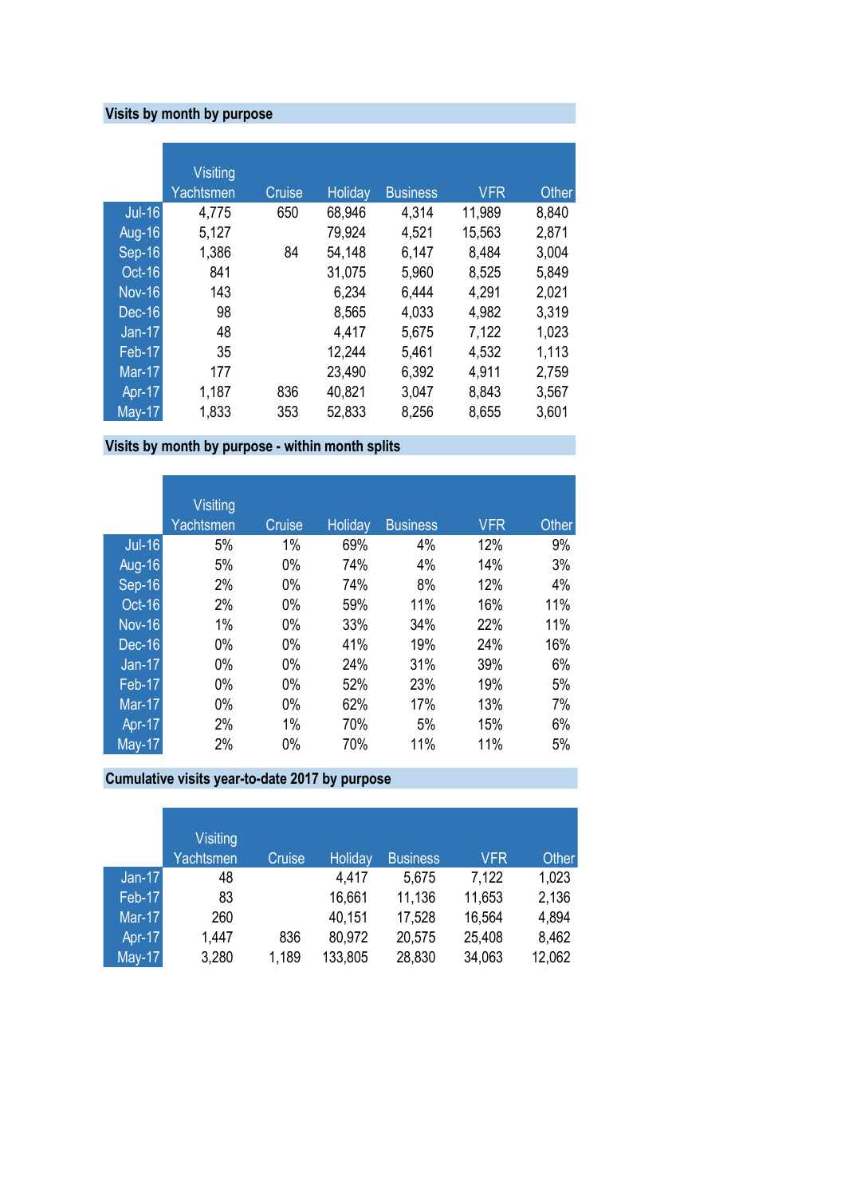## Visits by month by purpose

| | Visiting Yachtsmen | Cruise | Holiday | Business | VFR | Other |
|---|---|---|---|---|---|---|
| Jul-16 | 4,775 | 650 | 68,946 | 4,314 | 11,989 | 8,840 |
| Aug-16 | 5,127 | | 79,924 | 4,521 | 15,563 | 2,871 |
| Sep-16 | 1,386 | 84 | 54,148 | 6,147 | 8,484 | 3,004 |
| Oct-16 | 841 | | 31,075 | 5,960 | 8,525 | 5,849 |
| Nov-16 | 143 | | 6,234 | 6,444 | 4,291 | 2,021 |
| Dec-16 | 98 | | 8,565 | 4,033 | 4,982 | 3,319 |
| Jan-17 | 48 | | 4,417 | 5,675 | 7,122 | 1,023 |
| Feb-17 | 35 | | 12,244 | 5,461 | 4,532 | 1,113 |
| Mar-17 | 177 | | 23,490 | 6,392 | 4,911 | 2,759 |
| Apr-17 | 1,187 | 836 | 40,821 | 3,047 | 8,843 | 3,567 |
| May-17 | 1,833 | 353 | 52,833 | 8,256 | 8,655 | 3,601 |

## Visits by month by purpose - within month splits

| | Visiting Yachtsmen | Cruise | Holiday | Business | VFR | Other |
|---|---|---|---|---|---|---|
| Jul-16 | 5% | 1% | 69% | 4% | 12% | 9% |
| Aug-16 | 5% | 0% | 74% | 4% | 14% | 3% |
| Sep-16 | 2% | 0% | 74% | 8% | 12% | 4% |
| Oct-16 | 2% | 0% | 59% | 11% | 16% | 11% |
| Nov-16 | 1% | 0% | 33% | 34% | 22% | 11% |
| Dec-16 | 0% | 0% | 41% | 19% | 24% | 16% |
| Jan-17 | 0% | 0% | 24% | 31% | 39% | 6% |
| Feb-17 | 0% | 0% | 52% | 23% | 19% | 5% |
| Mar-17 | 0% | 0% | 62% | 17% | 13% | 7% |
| Apr-17 | 2% | 1% | 70% | 5% | 15% | 6% |
| May-17 | 2% | 0% | 70% | 11% | 11% | 5% |

## Cumulative visits year-to-date 2017 by purpose

| | Visiting Yachtsmen | Cruise | Holiday | Business | VFR | Other |
|---|---|---|---|---|---|---|
| Jan-17 | 48 | | 4,417 | 5,675 | 7,122 | 1,023 |
| Feb-17 | 83 | | 16,661 | 11,136 | 11,653 | 2,136 |
| Mar-17 | 260 | | 40,151 | 17,528 | 16,564 | 4,894 |
| Apr-17 | 1,447 | 836 | 80,972 | 20,575 | 25,408 | 8,462 |
| May-17 | 3,280 | 1,189 | 133,805 | 28,830 | 34,063 | 12,062 |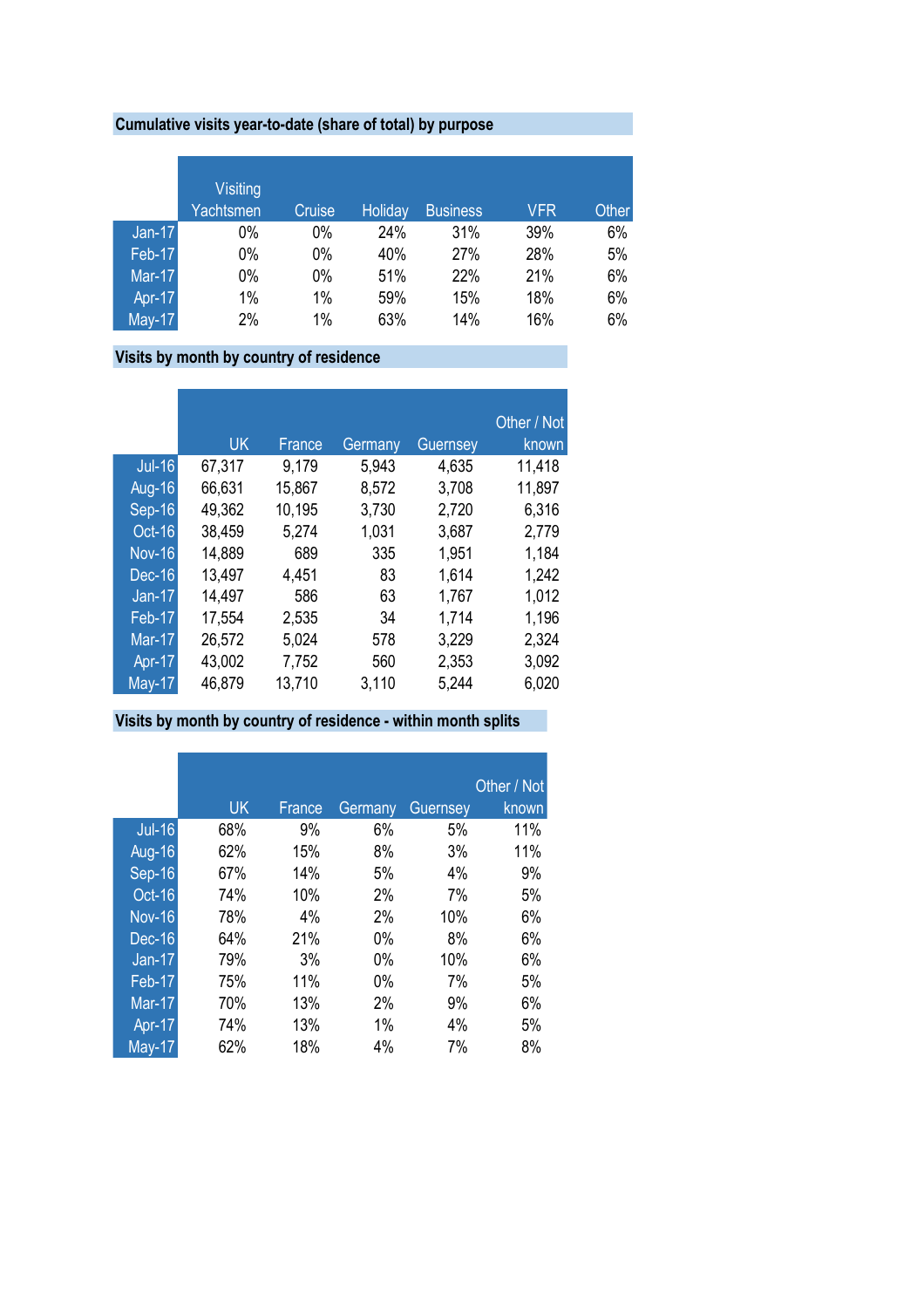## Cumulative visits year-to-date (share of total) by purpose

| | Visiting Yachtsmen | Cruise | Holiday | Business | VFR | Other |
|---|---|---|---|---|---|---|
| Jan-17 | 0% | 0% | 24% | 31% | 39% | 6% |
| Feb-17 | 0% | 0% | 40% | 27% | 28% | 5% |
| Mar-17 | 0% | 0% | 51% | 22% | 21% | 6% |
| Apr-17 | 1% | 1% | 59% | 15% | 18% | 6% |
| May-17 | 2% | 1% | 63% | 14% | 16% | 6% |

## Visits by month by country of residence

| | UK | France | Germany | Guernsey | Other / Not known |
|---|---|---|---|---|---|
| Jul-16 | 67,317 | 9,179 | 5,943 | 4,635 | 11,418 |
| Aug-16 | 66,631 | 15,867 | 8,572 | 3,708 | 11,897 |
| Sep-16 | 49,362 | 10,195 | 3,730 | 2,720 | 6,316 |
| Oct-16 | 38,459 | 5,274 | 1,031 | 3,687 | 2,779 |
| Nov-16 | 14,889 | 689 | 335 | 1,951 | 1,184 |
| Dec-16 | 13,497 | 4,451 | 83 | 1,614 | 1,242 |
| Jan-17 | 14,497 | 586 | 63 | 1,767 | 1,012 |
| Feb-17 | 17,554 | 2,535 | 34 | 1,714 | 1,196 |
| Mar-17 | 26,572 | 5,024 | 578 | 3,229 | 2,324 |
| Apr-17 | 43,002 | 7,752 | 560 | 2,353 | 3,092 |
| May-17 | 46,879 | 13,710 | 3,110 | 5,244 | 6,020 |

## Visits by month by country of residence - within month splits

| | UK | France | Germany | Guernsey | Other / Not known |
|---|---|---|---|---|---|
| Jul-16 | 68% | 9% | 6% | 5% | 11% |
| Aug-16 | 62% | 15% | 8% | 3% | 11% |
| Sep-16 | 67% | 14% | 5% | 4% | 9% |
| Oct-16 | 74% | 10% | 2% | 7% | 5% |
| Nov-16 | 78% | 4% | 2% | 10% | 6% |
| Dec-16 | 64% | 21% | 0% | 8% | 6% |
| Jan-17 | 79% | 3% | 0% | 10% | 6% |
| Feb-17 | 75% | 11% | 0% | 7% | 5% |
| Mar-17 | 70% | 13% | 2% | 9% | 6% |
| Apr-17 | 74% | 13% | 1% | 4% | 5% |
| May-17 | 62% | 18% | 4% | 7% | 8% |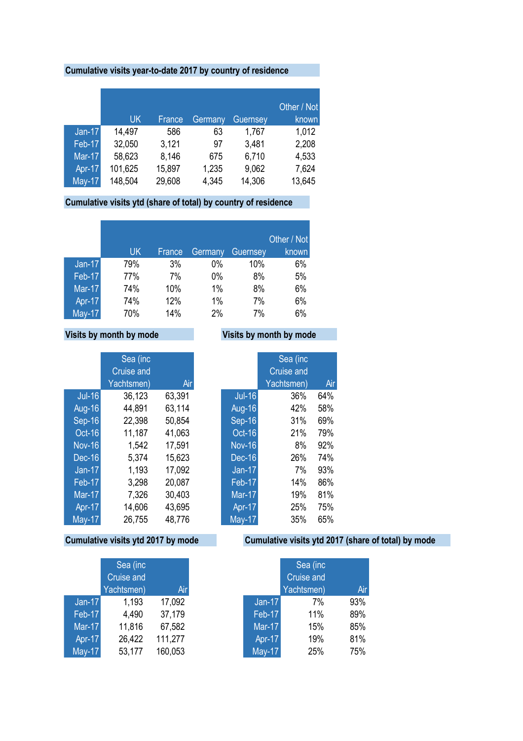## Cumulative visits year-to-date 2017 by country of residence

| | UK | France | Germany | Guernsey | Other / Not known |
|---|---|---|---|---|---|
| Jan-17 | 14,497 | 586 | 63 | 1,767 | 1,012 |
| Feb-17 | 32,050 | 3,121 | 97 | 3,481 | 2,208 |
| Mar-17 | 58,623 | 8,146 | 675 | 6,710 | 4,533 |
| Apr-17 | 101,625 | 15,897 | 1,235 | 9,062 | 7,624 |
| May-17 | 148,504 | 29,608 | 4,345 | 14,306 | 13,645 |

## Cumulative visits ytd (share of total) by country of residence

| | UK | France | Germany | Guernsey | Other / Not known |
|---|---|---|---|---|---|
| Jan-17 | 79% | 3% | 0% | 10% | 6% |
| Feb-17 | 77% | 7% | 0% | 8% | 5% |
| Mar-17 | 74% | 10% | 1% | 8% | 6% |
| Apr-17 | 74% | 12% | 1% | 7% | 6% |
| May-17 | 70% | 14% | 2% | 7% | 6% |

## Visits by month by mode

| | Sea (inc Cruise and Yachtsmen) | Air |
|---|---|---|
| Jul-16 | 36,123 | 63,391 |
| Aug-16 | 44,891 | 63,114 |
| Sep-16 | 22,398 | 50,854 |
| Oct-16 | 11,187 | 41,063 |
| Nov-16 | 1,542 | 17,591 |
| Dec-16 | 5,374 | 15,623 |
| Jan-17 | 1,193 | 17,092 |
| Feb-17 | 3,298 | 20,087 |
| Mar-17 | 7,326 | 30,403 |
| Apr-17 | 14,606 | 43,695 |
| May-17 | 26,755 | 48,776 |

## Visits by month by mode

| | Sea (inc Cruise and Yachtsmen) | Air |
|---|---|---|
| Jul-16 | 36% | 64% |
| Aug-16 | 42% | 58% |
| Sep-16 | 31% | 69% |
| Oct-16 | 21% | 79% |
| Nov-16 | 8% | 92% |
| Dec-16 | 26% | 74% |
| Jan-17 | 7% | 93% |
| Feb-17 | 14% | 86% |
| Mar-17 | 19% | 81% |
| Apr-17 | 25% | 75% |
| May-17 | 35% | 65% |

## Cumulative visits ytd 2017 by mode

| | Sea (inc Cruise and Yachtsmen) | Air |
|---|---|---|
| Jan-17 | 1,193 | 17,092 |
| Feb-17 | 4,490 | 37,179 |
| Mar-17 | 11,816 | 67,582 |
| Apr-17 | 26,422 | 111,277 |
| May-17 | 53,177 | 160,053 |

## Cumulative visits ytd 2017 (share of total) by mode

| | Sea (inc Cruise and Yachtsmen) | Air |
|---|---|---|
| Jan-17 | 7% | 93% |
| Feb-17 | 11% | 89% |
| Mar-17 | 15% | 85% |
| Apr-17 | 19% | 81% |
| May-17 | 25% | 75% |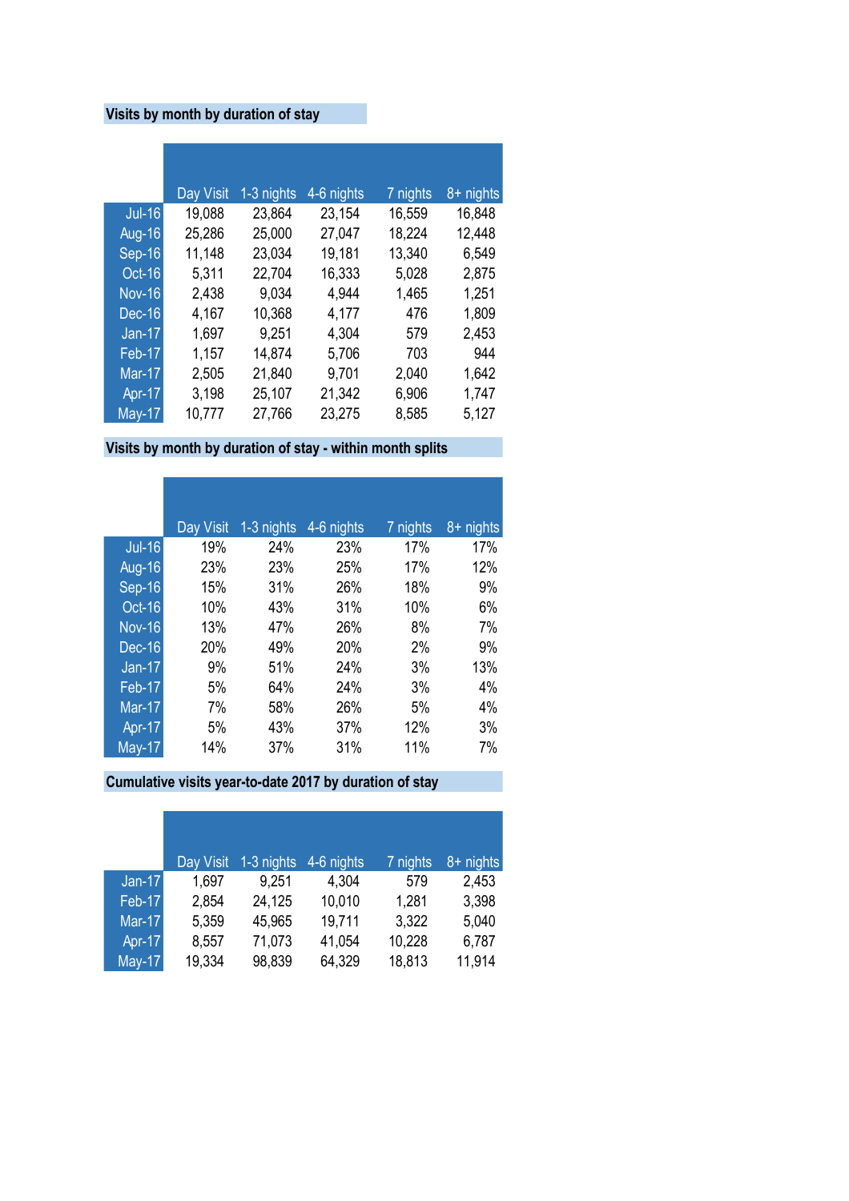## Visits by month by duration of stay

| | Day Visit | 1-3 nights | 4-6 nights | 7 nights | 8+ nights |
|---|---|---|---|---|---|
| Jul-16 | 19,088 | 23,864 | 23,154 | 16,559 | 16,848 |
| Aug-16 | 25,286 | 25,000 | 27,047 | 18,224 | 12,448 |
| Sep-16 | 11,148 | 23,034 | 19,181 | 13,340 | 6,549 |
| Oct-16 | 5,311 | 22,704 | 16,333 | 5,028 | 2,875 |
| Nov-16 | 2,438 | 9,034 | 4,944 | 1,465 | 1,251 |
| Dec-16 | 4,167 | 10,368 | 4,177 | 476 | 1,809 |
| Jan-17 | 1,697 | 9,251 | 4,304 | 579 | 2,453 |
| Feb-17 | 1,157 | 14,874 | 5,706 | 703 | 944 |
| Mar-17 | 2,505 | 21,840 | 9,701 | 2,040 | 1,642 |
| Apr-17 | 3,198 | 25,107 | 21,342 | 6,906 | 1,747 |
| May-17 | 10,777 | 27,766 | 23,275 | 8,585 | 5,127 |

## Visits by month by duration of stay - within month splits

| | Day Visit | 1-3 nights | 4-6 nights | 7 nights | 8+ nights |
|---|---|---|---|---|---|
| Jul-16 | 19% | 24% | 23% | 17% | 17% |
| Aug-16 | 23% | 23% | 25% | 17% | 12% |
| Sep-16 | 15% | 31% | 26% | 18% | 9% |
| Oct-16 | 10% | 43% | 31% | 10% | 6% |
| Nov-16 | 13% | 47% | 26% | 8% | 7% |
| Dec-16 | 20% | 49% | 20% | 2% | 9% |
| Jan-17 | 9% | 51% | 24% | 3% | 13% |
| Feb-17 | 5% | 64% | 24% | 3% | 4% |
| Mar-17 | 7% | 58% | 26% | 5% | 4% |
| Apr-17 | 5% | 43% | 37% | 12% | 3% |
| May-17 | 14% | 37% | 31% | 11% | 7% |

## Cumulative visits year-to-date 2017 by duration of stay

| | Day Visit | 1-3 nights | 4-6 nights | 7 nights | 8+ nights |
|---|---|---|---|---|---|
| Jan-17 | 1,697 | 9,251 | 4,304 | 579 | 2,453 |
| Feb-17 | 2,854 | 24,125 | 10,010 | 1,281 | 3,398 |
| Mar-17 | 5,359 | 45,965 | 19,711 | 3,322 | 5,040 |
| Apr-17 | 8,557 | 71,073 | 41,054 | 10,228 | 6,787 |
| May-17 | 19,334 | 98,839 | 64,329 | 18,813 | 11,914 |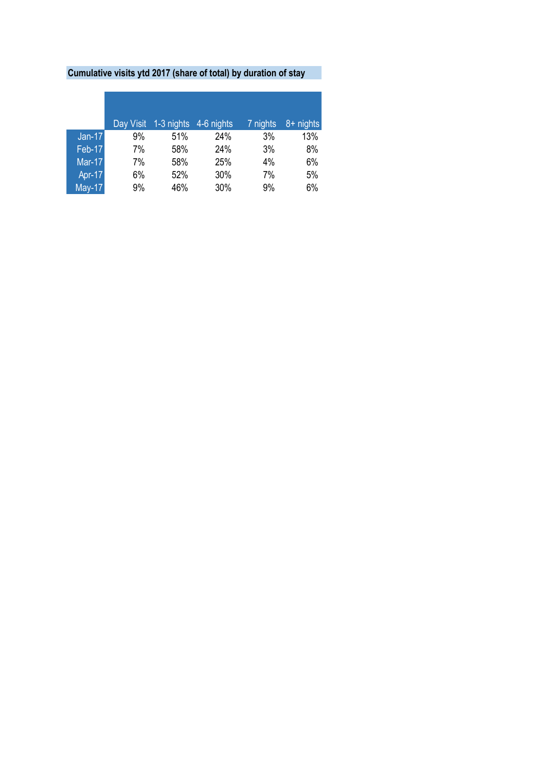**Cumulative visits ytd 2017 (share of total) by duration of stay**

| | Day Visit | 1-3 nights | 4-6 nights | 7 nights | 8+ nights |
|---|---|---|---|---|---|
| Jan-17 | 9% | 51% | 24% | 3% | 13% |
| Feb-17 | 7% | 58% | 24% | 3% | 8% |
| Mar-17 | 7% | 58% | 25% | 4% | 6% |
| Apr-17 | 6% | 52% | 30% | 7% | 5% |
| May-17 | 9% | 46% | 30% | 9% | 6% |